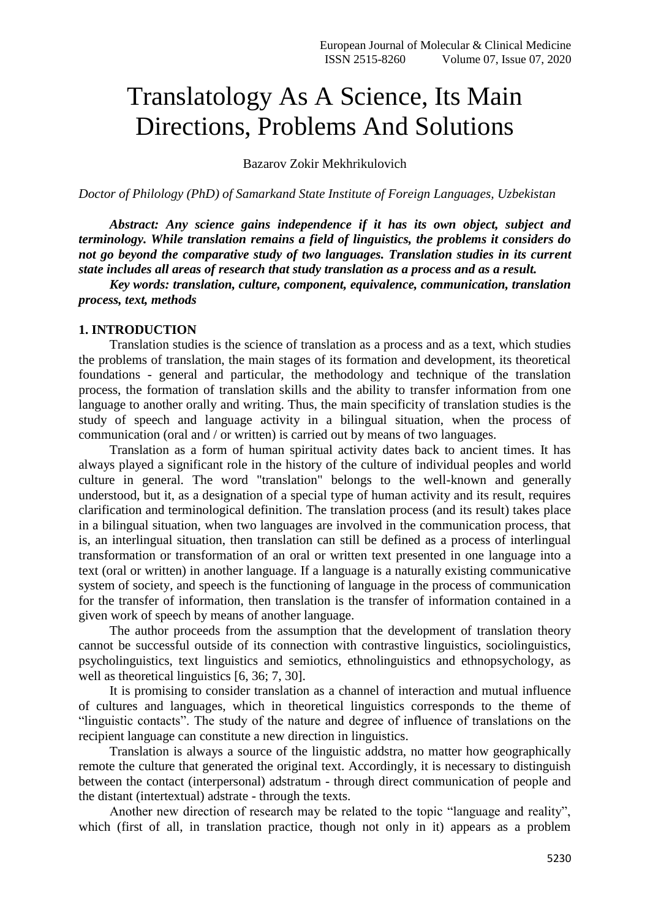# Translatology As A Science, Its Main Directions, Problems And Solutions

Bazarov Zokir Mekhrikulovich

*Doctor of Philology (PhD) of Samarkand State Institute of Foreign Languages, Uzbekistan*

***Abstract: Any science gains independence if it has its own object, subject and terminology. While translation remains a field of linguistics, the problems it considers do not go beyond the comparative study of two languages. Translation studies in its current state includes all areas of research that study translation as a process and as a result.***

***Key words: translation, culture, component, equivalence, communication, translation process, text, methods***

## 1. INTRODUCTION

Translation studies is the science of translation as a process and as a text, which studies the problems of translation, the main stages of its formation and development, its theoretical foundations - general and particular, the methodology and technique of the translation process, the formation of translation skills and the ability to transfer information from one language to another orally and writing. Thus, the main specificity of translation studies is the study of speech and language activity in a bilingual situation, when the process of communication (oral and / or written) is carried out by means of two languages.

Translation as a form of human spiritual activity dates back to ancient times. It has always played a significant role in the history of the culture of individual peoples and world culture in general. The word "translation" belongs to the well-known and generally understood, but it, as a designation of a special type of human activity and its result, requires clarification and terminological definition. The translation process (and its result) takes place in a bilingual situation, when two languages are involved in the communication process, that is, an interlingual situation, then translation can still be defined as a process of interlingual transformation or transformation of an oral or written text presented in one language into a text (oral or written) in another language. If a language is a naturally existing communicative system of society, and speech is the functioning of language in the process of communication for the transfer of information, then translation is the transfer of information contained in a given work of speech by means of another language.

The author proceeds from the assumption that the development of translation theory cannot be successful outside of its connection with contrastive linguistics, sociolinguistics, psycholinguistics, text linguistics and semiotics, ethnolinguistics and ethnopsychology, as well as theoretical linguistics [6, 36; 7, 30].

It is promising to consider translation as a channel of interaction and mutual influence of cultures and languages, which in theoretical linguistics corresponds to the theme of "linguistic contacts". The study of the nature and degree of influence of translations on the recipient language can constitute a new direction in linguistics.

Translation is always a source of the linguistic addstra, no matter how geographically remote the culture that generated the original text. Accordingly, it is necessary to distinguish between the contact (interpersonal) adstratum - through direct communication of people and the distant (intertextual) adstrate - through the texts.

Another new direction of research may be related to the topic "language and reality", which (first of all, in translation practice, though not only in it) appears as a problem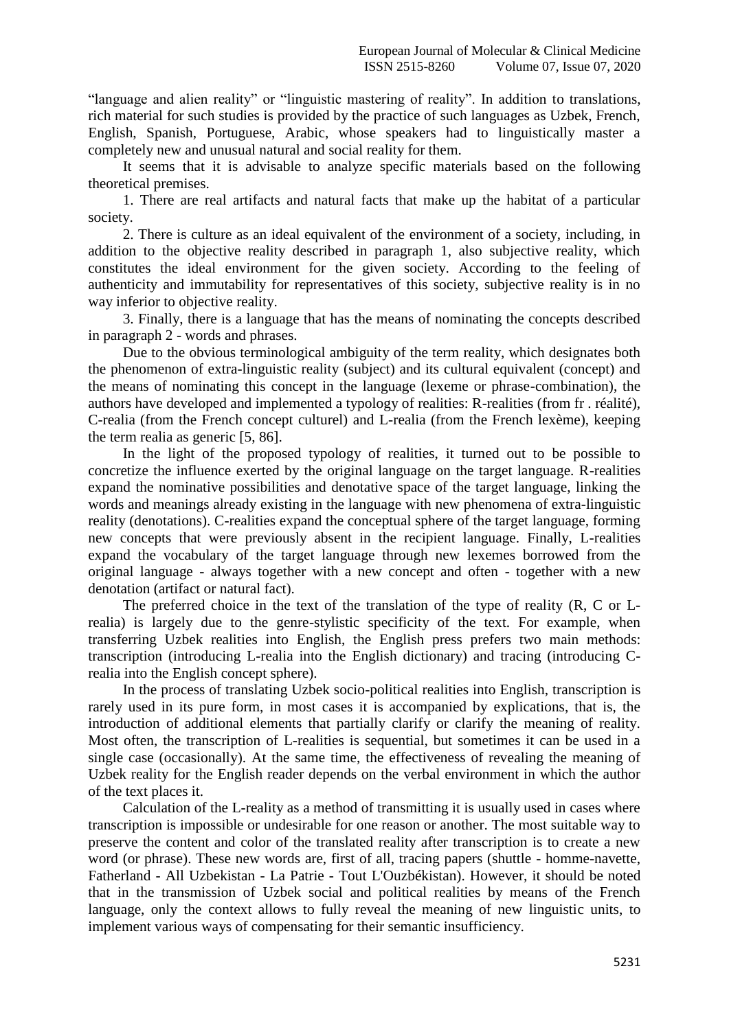"language and alien reality" or "linguistic mastering of reality". In addition to translations, rich material for such studies is provided by the practice of such languages as Uzbek, French, English, Spanish, Portuguese, Arabic, whose speakers had to linguistically master a completely new and unusual natural and social reality for them.

It seems that it is advisable to analyze specific materials based on the following theoretical premises.

1. There are real artifacts and natural facts that make up the habitat of a particular society.

2. There is culture as an ideal equivalent of the environment of a society, including, in addition to the objective reality described in paragraph 1, also subjective reality, which constitutes the ideal environment for the given society. According to the feeling of authenticity and immutability for representatives of this society, subjective reality is in no way inferior to objective reality.

3. Finally, there is a language that has the means of nominating the concepts described in paragraph 2 - words and phrases.

Due to the obvious terminological ambiguity of the term reality, which designates both the phenomenon of extra-linguistic reality (subject) and its cultural equivalent (concept) and the means of nominating this concept in the language (lexeme or phrase-combination), the authors have developed and implemented a typology of realities: R-realities (from fr . réalité), C-realia (from the French concept culturel) and L-realia (from the French lexème), keeping the term realia as generic [5, 86].

In the light of the proposed typology of realities, it turned out to be possible to concretize the influence exerted by the original language on the target language. R-realities expand the nominative possibilities and denotative space of the target language, linking the words and meanings already existing in the language with new phenomena of extra-linguistic reality (denotations). C-realities expand the conceptual sphere of the target language, forming new concepts that were previously absent in the recipient language. Finally, L-realities expand the vocabulary of the target language through new lexemes borrowed from the original language - always together with a new concept and often - together with a new denotation (artifact or natural fact).

The preferred choice in the text of the translation of the type of reality (R, C or L-realia) is largely due to the genre-stylistic specificity of the text. For example, when transferring Uzbek realities into English, the English press prefers two main methods: transcription (introducing L-realia into the English dictionary) and tracing (introducing C-realia into the English concept sphere).

In the process of translating Uzbek socio-political realities into English, transcription is rarely used in its pure form, in most cases it is accompanied by explications, that is, the introduction of additional elements that partially clarify or clarify the meaning of reality. Most often, the transcription of L-realities is sequential, but sometimes it can be used in a single case (occasionally). At the same time, the effectiveness of revealing the meaning of Uzbek reality for the English reader depends on the verbal environment in which the author of the text places it.

Calculation of the L-reality as a method of transmitting it is usually used in cases where transcription is impossible or undesirable for one reason or another. The most suitable way to preserve the content and color of the translated reality after transcription is to create a new word (or phrase). These new words are, first of all, tracing papers (shuttle - homme-navette, Fatherland - All Uzbekistan - La Patrie - Tout L'Ouzbékistan). However, it should be noted that in the transmission of Uzbek social and political realities by means of the French language, only the context allows to fully reveal the meaning of new linguistic units, to implement various ways of compensating for their semantic insufficiency.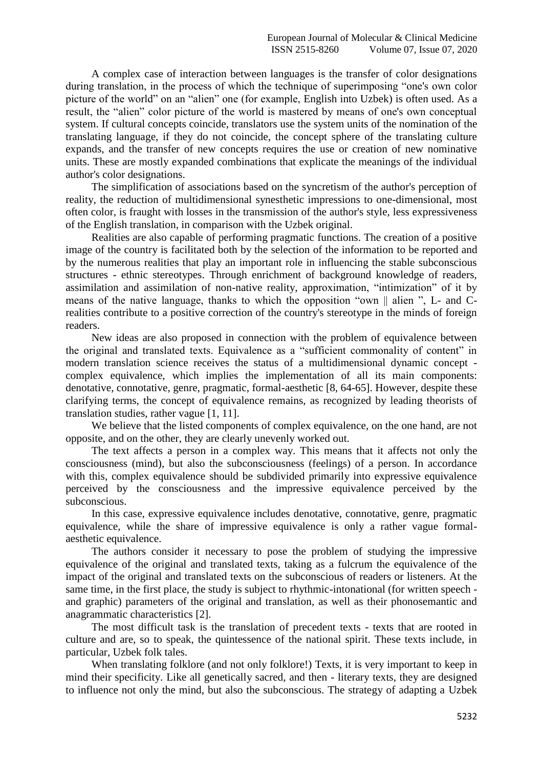A complex case of interaction between languages is the transfer of color designations during translation, in the process of which the technique of superimposing "one's own color picture of the world" on an "alien" one (for example, English into Uzbek) is often used. As a result, the "alien" color picture of the world is mastered by means of one's own conceptual system. If cultural concepts coincide, translators use the system units of the nomination of the translating language, if they do not coincide, the concept sphere of the translating culture expands, and the transfer of new concepts requires the use or creation of new nominative units. These are mostly expanded combinations that explicate the meanings of the individual author's color designations.

The simplification of associations based on the syncretism of the author's perception of reality, the reduction of multidimensional synesthetic impressions to one-dimensional, most often color, is fraught with losses in the transmission of the author's style, less expressiveness of the English translation, in comparison with the Uzbek original.

Realities are also capable of performing pragmatic functions. The creation of a positive image of the country is facilitated both by the selection of the information to be reported and by the numerous realities that play an important role in influencing the stable subconscious structures - ethnic stereotypes. Through enrichment of background knowledge of readers, assimilation and assimilation of non-native reality, approximation, "intimization" of it by means of the native language, thanks to which the opposition "own || alien ", L- and C-realities contribute to a positive correction of the country's stereotype in the minds of foreign readers.

New ideas are also proposed in connection with the problem of equivalence between the original and translated texts. Equivalence as a "sufficient commonality of content" in modern translation science receives the status of a multidimensional dynamic concept - complex equivalence, which implies the implementation of all its main components: denotative, connotative, genre, pragmatic, formal-aesthetic [8, 64-65]. However, despite these clarifying terms, the concept of equivalence remains, as recognized by leading theorists of translation studies, rather vague [1, 11].

We believe that the listed components of complex equivalence, on the one hand, are not opposite, and on the other, they are clearly unevenly worked out.

The text affects a person in a complex way. This means that it affects not only the consciousness (mind), but also the subconsciousness (feelings) of a person. In accordance with this, complex equivalence should be subdivided primarily into expressive equivalence perceived by the consciousness and the impressive equivalence perceived by the subconscious.

In this case, expressive equivalence includes denotative, connotative, genre, pragmatic equivalence, while the share of impressive equivalence is only a rather vague formal-aesthetic equivalence.

The authors consider it necessary to pose the problem of studying the impressive equivalence of the original and translated texts, taking as a fulcrum the equivalence of the impact of the original and translated texts on the subconscious of readers or listeners. At the same time, in the first place, the study is subject to rhythmic-intonational (for written speech - and graphic) parameters of the original and translation, as well as their phonosemantic and anagrammatic characteristics [2].

The most difficult task is the translation of precedent texts - texts that are rooted in culture and are, so to speak, the quintessence of the national spirit. These texts include, in particular, Uzbek folk tales.

When translating folklore (and not only folklore!) Texts, it is very important to keep in mind their specificity. Like all genetically sacred, and then - literary texts, they are designed to influence not only the mind, but also the subconscious. The strategy of adapting a Uzbek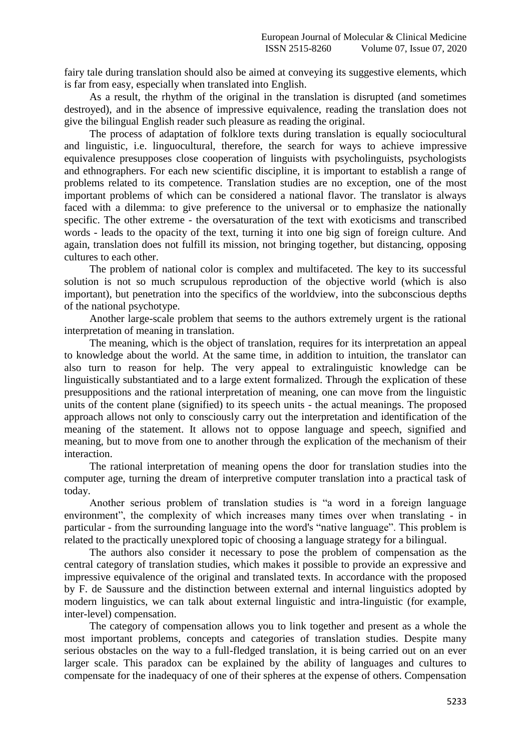fairy tale during translation should also be aimed at conveying its suggestive elements, which is far from easy, especially when translated into English.

As a result, the rhythm of the original in the translation is disrupted (and sometimes destroyed), and in the absence of impressive equivalence, reading the translation does not give the bilingual English reader such pleasure as reading the original.

The process of adaptation of folklore texts during translation is equally sociocultural and linguistic, i.e. linguocultural, therefore, the search for ways to achieve impressive equivalence presupposes close cooperation of linguists with psycholinguists, psychologists and ethnographers. For each new scientific discipline, it is important to establish a range of problems related to its competence. Translation studies are no exception, one of the most important problems of which can be considered a national flavor. The translator is always faced with a dilemma: to give preference to the universal or to emphasize the nationally specific. The other extreme - the oversaturation of the text with exoticisms and transcribed words - leads to the opacity of the text, turning it into one big sign of foreign culture. And again, translation does not fulfill its mission, not bringing together, but distancing, opposing cultures to each other.

The problem of national color is complex and multifaceted. The key to its successful solution is not so much scrupulous reproduction of the objective world (which is also important), but penetration into the specifics of the worldview, into the subconscious depths of the national psychotype.

Another large-scale problem that seems to the authors extremely urgent is the rational interpretation of meaning in translation.

The meaning, which is the object of translation, requires for its interpretation an appeal to knowledge about the world. At the same time, in addition to intuition, the translator can also turn to reason for help. The very appeal to extralinguistic knowledge can be linguistically substantiated and to a large extent formalized. Through the explication of these presuppositions and the rational interpretation of meaning, one can move from the linguistic units of the content plane (signified) to its speech units - the actual meanings. The proposed approach allows not only to consciously carry out the interpretation and identification of the meaning of the statement. It allows not to oppose language and speech, signified and meaning, but to move from one to another through the explication of the mechanism of their interaction.

The rational interpretation of meaning opens the door for translation studies into the computer age, turning the dream of interpretive computer translation into a practical task of today.

Another serious problem of translation studies is "a word in a foreign language environment", the complexity of which increases many times over when translating - in particular - from the surrounding language into the word's "native language". This problem is related to the practically unexplored topic of choosing a language strategy for a bilingual.

The authors also consider it necessary to pose the problem of compensation as the central category of translation studies, which makes it possible to provide an expressive and impressive equivalence of the original and translated texts. In accordance with the proposed by F. de Saussure and the distinction between external and internal linguistics adopted by modern linguistics, we can talk about external linguistic and intra-linguistic (for example, inter-level) compensation.

The category of compensation allows you to link together and present as a whole the most important problems, concepts and categories of translation studies. Despite many serious obstacles on the way to a full-fledged translation, it is being carried out on an ever larger scale. This paradox can be explained by the ability of languages and cultures to compensate for the inadequacy of one of their spheres at the expense of others. Compensation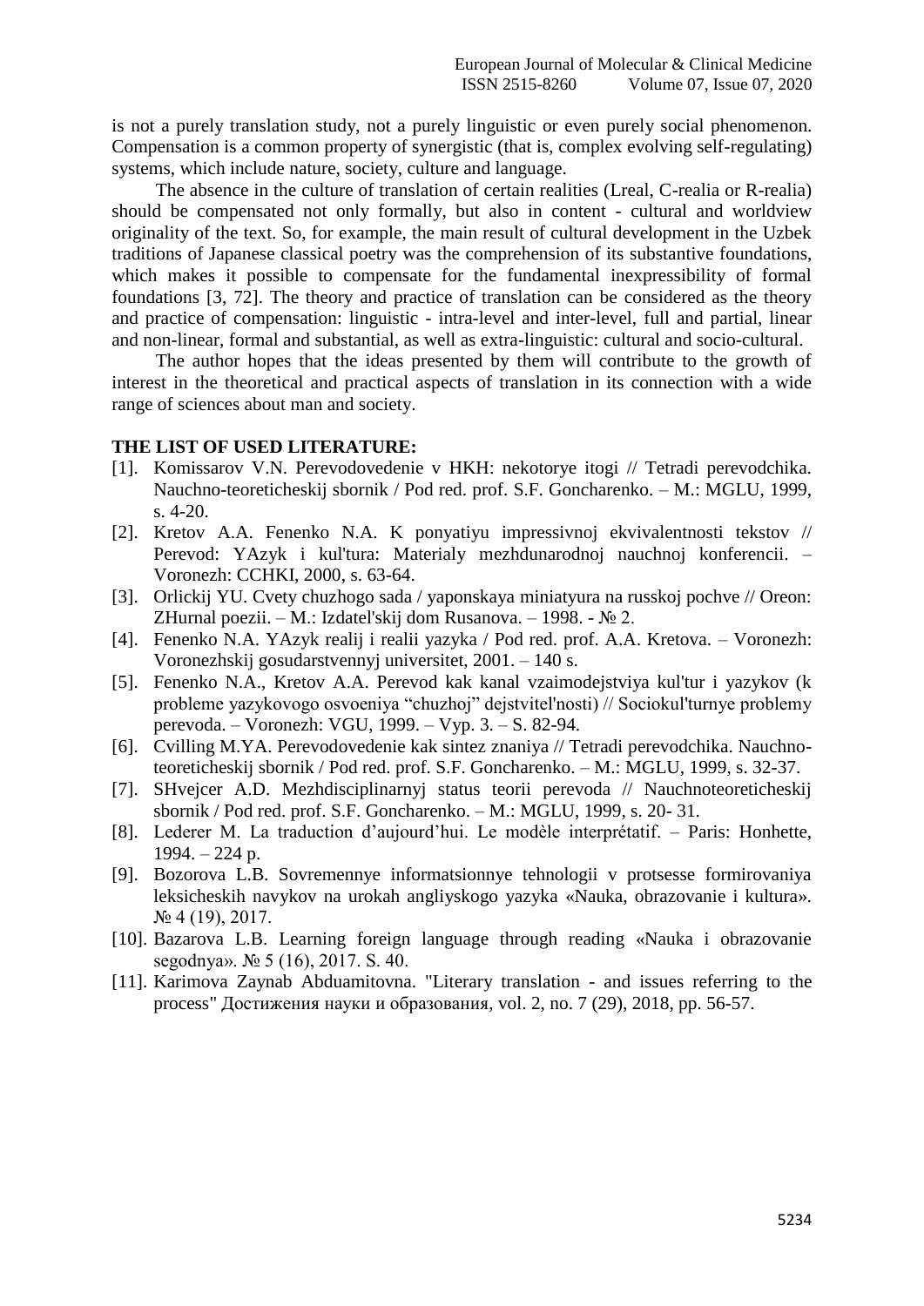is not a purely translation study, not a purely linguistic or even purely social phenomenon. Compensation is a common property of synergistic (that is, complex evolving self-regulating) systems, which include nature, society, culture and language.

The absence in the culture of translation of certain realities (Lreal, C-realia or R-realia) should be compensated not only formally, but also in content - cultural and worldview originality of the text. So, for example, the main result of cultural development in the Uzbek traditions of Japanese classical poetry was the comprehension of its substantive foundations, which makes it possible to compensate for the fundamental inexpressibility of formal foundations [3, 72]. The theory and practice of translation can be considered as the theory and practice of compensation: linguistic - intra-level and inter-level, full and partial, linear and non-linear, formal and substantial, as well as extra-linguistic: cultural and socio-cultural.

The author hopes that the ideas presented by them will contribute to the growth of interest in the theoretical and practical aspects of translation in its connection with a wide range of sciences about man and society.

**THE LIST OF USED LITERATURE:**

[1]. Komissarov V.N. Perevodovedenie v HKH: nekotorye itogi // Tetradi perevodchika. Nauchno-teoreticheskij sbornik / Pod red. prof. S.F. Goncharenko. – M.: MGLU, 1999, s. 4-20.

[2]. Kretov A.A. Fenenko N.A. K ponyatiyu impressivnoj ekvivalentnosti tekstov // Perevod: YAzyk i kul'tura: Materialy mezhdunarodnoj nauchnoj konferencii. – Voronezh: CCHKI, 2000, s. 63-64.

[3]. Orlickij YU. Cvety chuzhogo sada / yaponskaya miniatyura na russkoj pochve // Oreon: ZHurnal poezii. – M.: Izdatel'skij dom Rusanova. – 1998. - № 2.

[4]. Fenenko N.A. YAzyk realij i realii yazyka / Pod red. prof. A.A. Kretova. – Voronezh: Voronezhskij gosudarstvennyj universitet, 2001. – 140 s.

[5]. Fenenko N.A., Kretov A.A. Perevod kak kanal vzaimodejstviya kul'tur i yazykov (k probleme yazykovogo osvoeniya "chuzhoj" dejstvitel'nosti) // Sociokul'turnye problemy perevoda. – Voronezh: VGU, 1999. – Vyp. 3. – S. 82-94.

[6]. Cvilling M.YA. Perevodovedenie kak sintez znaniya // Tetradi perevodchika. Nauchno-teoreticheskij sbornik / Pod red. prof. S.F. Goncharenko. – M.: MGLU, 1999, s. 32-37.

[7]. SHvejcer A.D. Mezhdisciplinarnyj status teorii perevoda // Nauchnoteoreticheskij sbornik / Pod red. prof. S.F. Goncharenko. – M.: MGLU, 1999, s. 20- 31.

[8]. Lederer M. La traduction d'aujourd'hui. Le modèle interprétatif. – Paris: Honhette, 1994. – 224 p.

[9]. Bozorova L.B. Sovremennye informatsionnye tehnologii v protsesse formirovaniya leksicheskih navykov na urokah angliyskogo yazyka «Nauka, obrazovanie i kultura». № 4 (19), 2017.

[10]. Bazarova L.B. Learning foreign language through reading «Nauka i obrazovanie segodnya». № 5 (16), 2017. S. 40.

[11]. Karimova Zaynab Abduamitovna. "Literary translation - and issues referring to the process" Достижения науки и образования, vol. 2, no. 7 (29), 2018, pp. 56-57.